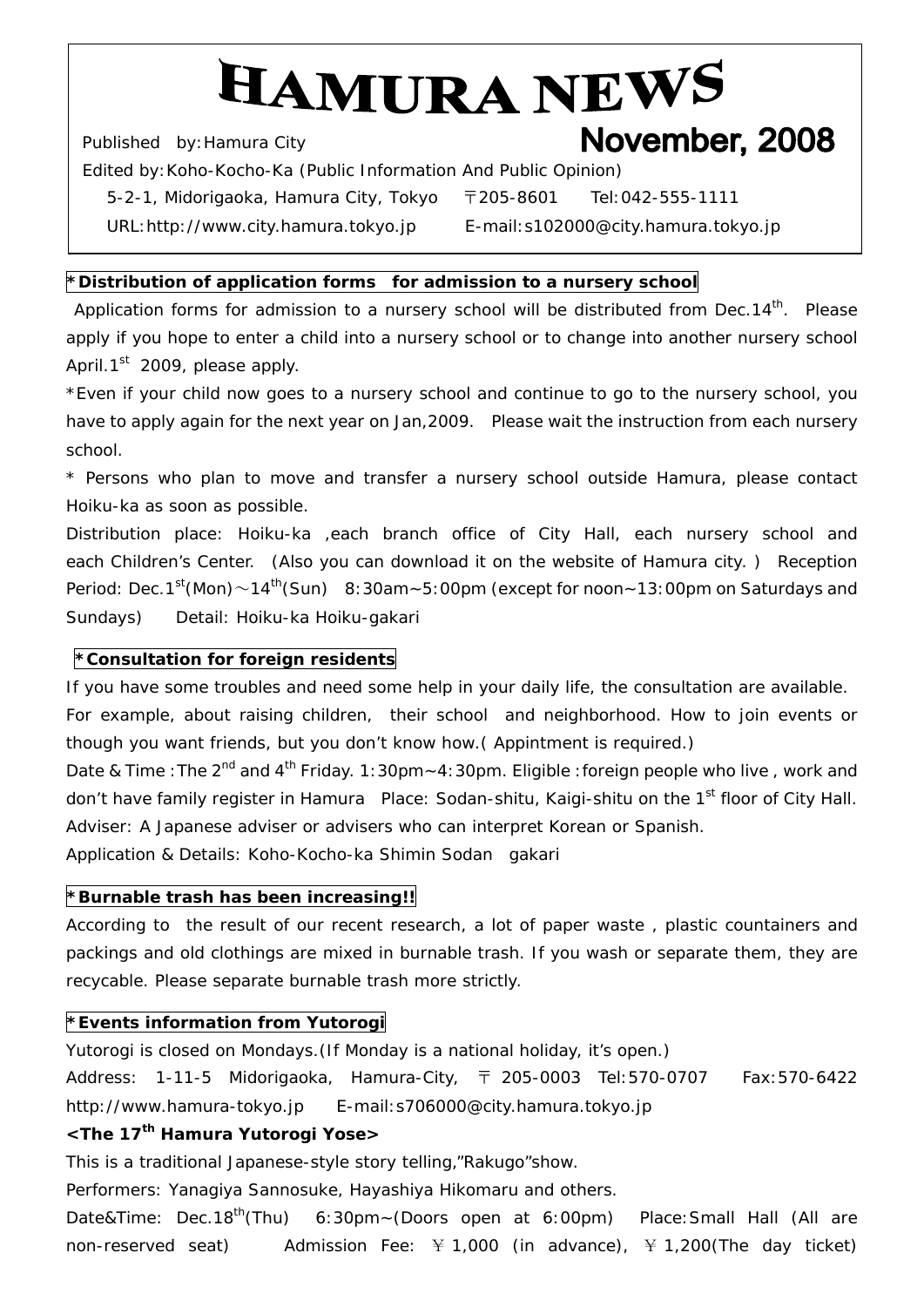# HAMURA NEWS

Published by: Hamura City **November, 2008**

Edited by: Koho-Kocho-Ka (Public Information And Public Opinion)

5-2-1, Midorigaoka, Hamura City, Tokyo 〒205-8601 Tel: 042-555-1111

URL: http://www.city.hamura.tokyo.jp E-mail: s102000@city.hamura.tokyo.jp

## *Distribution of application forms for admission to a nursery school

Application forms for admission to a nursery school will be distributed from Dec.14th. Please apply if you hope to enter a child into a nursery school or to change into another nursery school April.1st 2009, please apply.

*Even if your child now goes to a nursery school and continue to go to the nursery school, you have to apply again for the next year on Jan,2009. Please wait the instruction from each nursery school.

* Persons who plan to move and transfer a nursery school outside Hamura, please contact Hoiku-ka as soon as possible.

Distribution place: Hoiku-ka ,each branch office of City Hall, each nursery school and each Children's Center. (Also you can download it on the website of Hamura city. ) Reception Period: Dec.1st(Mon)～14th(Sun) 8:30am~5:00pm (except for noon~13:00pm on Saturdays and Sundays) Detail: Hoiku-ka Hoiku-gakari

## *Consultation for foreign residents

If you have some troubles and need some help in your daily life, the consultation are available. For example, about raising children, their school and neighborhood. How to join events or though you want friends, but you don't know how.( Appintment is required.)

Date & Time : The 2nd and 4th Friday. 1:30pm~4:30pm. Eligible : foreign people who live , work and don't have family register in Hamura Place: Sodan-shitu, Kaigi-shitu on the 1st floor of City Hall.

Adviser: A Japanese adviser or advisers who can interpret Korean or Spanish.

Application & Details: Koho-Kocho-ka Shimin Sodan gakari

## *Burnable trash has been increasing!!

According to the result of our recent research, a lot of paper waste , plastic countainers and packings and old clothings are mixed in burnable trash. If you wash or separate them, they are recycable. Please separate burnable trash more strictly.

## *Events information from Yutorogi

Yutorogi is closed on Mondays.(If Monday is a national holiday, it's open.)

Address: 1-11-5 Midorigaoka, Hamura-City, 〒 205-0003 Tel:570-0707 Fax:570-6422 http://www.hamura-tokyo.jp E-mail:s706000@city.hamura.tokyo.jp

### <The 17th Hamura Yutorogi Yose>

This is a traditional Japanese-style story telling,"Rakugo"show.

Performers: Yanagiya Sannosuke, Hayashiya Hikomaru and others.

Date&Time: Dec.18th(Thu) 6:30pm~(Doors open at 6:00pm) Place: Small Hall (All are non-reserved seat) Admission Fee: ￥1,000 (in advance), ￥1,200(The day ticket)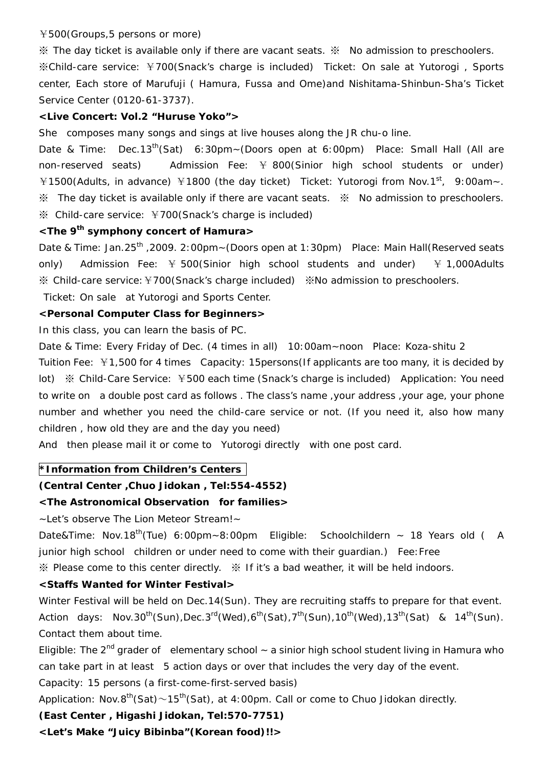￥500(Groups,5 persons or more)

※ The day ticket is available only if there are vacant seats. ※ No admission to preschoolers.

※Child-care service: ￥700(Snack's charge is included) Ticket: On sale at Yutorogi , Sports center, Each store of Marufuji ( Hamura, Fussa and Ome)and Nishitama-Shinbun-Sha's Ticket Service Center (0120-61-3737).

**<Live Concert: Vol.2 "Huruse Yoko">**

She composes many songs and sings at live houses along the JR chu-o line.

Date & Time: Dec.13th(Sat) 6:30pm~(Doors open at 6:00pm) Place: Small Hall (All are non-reserved seats) Admission Fee: ￥800(Sinior high school students or under) ￥1500(Adults, in advance) ￥1800 (the day ticket) Ticket: Yutorogi from Nov.1st, 9:00am~.

※ The day ticket is available only if there are vacant seats. ※ No admission to preschoolers.

※ Child-care service: ￥700(Snack's charge is included)

**<The 9th symphony concert of Hamura>**

Date & Time: Jan.25th ,2009. 2:00pm~(Doors open at 1:30pm) Place: Main Hall(Reserved seats only) Admission Fee: ￥500(Sinior high school students and under) ￥1,000Adults

※ Child-care service:￥700(Snack's charge included) ※No admission to preschoolers.

Ticket: On sale at Yutorogi and Sports Center.

**<Personal Computer Class for Beginners>**

In this class, you can learn the basis of PC.

Date & Time: Every Friday of Dec. (4 times in all) 10:00am~noon Place: Koza-shitu 2

Tuition Fee: ￥1,500 for 4 times Capacity: 15persons(If applicants are too many, it is decided by lot) ※ Child-Care Service: ￥500 each time (Snack's charge is included) Application: You need to write on a double post card as follows . The class's name ,your address ,your age, your phone number and whether you need the child-care service or not. (If you need it, also how many children , how old they are and the day you need)

And then please mail it or come to Yutorogi directly with one post card.

**\*Information from Children's Centers**

**(Central Center ,Chuo Jidokan , Tel:554-4552)**

**<The Astronomical Observation for families>**

~Let's observe The Lion Meteor Stream!~

Date&Time: Nov.18th(Tue) 6:00pm~8:00pm Eligible: Schoolchildern ~ 18 Years old ( A junior high school children or under need to come with their guardian.) Fee:Free

※ Please come to this center directly. ※ If it's a bad weather, it will be held indoors.

**<Staffs Wanted for Winter Festival>**

Winter Festival will be held on Dec.14(Sun). They are recruiting staffs to prepare for that event.

Action days: Nov.30th(Sun),Dec.3rd(Wed),6th(Sat),7th(Sun),10th(Wed),13th(Sat) & 14th(Sun). Contact them about time.

Eligible: The 2nd grader of elementary school ~ a sinior high school student living in Hamura who can take part in at least 5 action days or over that includes the very day of the event.

Capacity: 15 persons (a first-come-first-served basis)

Application: Nov.8th(Sat)～15th(Sat), at 4:00pm. Call or come to Chuo Jidokan directly.

**(East Center , Higashi Jidokan, Tel:570-7751)**

**<Let's Make "Juicy Bibinba"(Korean food)!!>**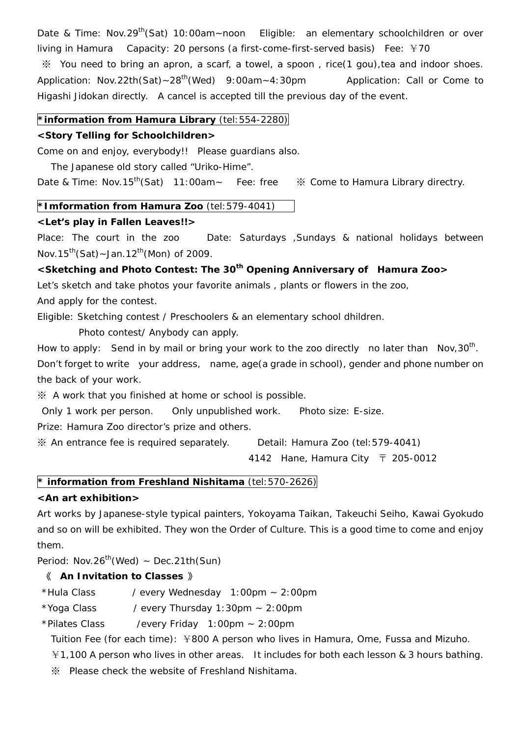Date & Time: Nov.29th(Sat) 10:00am~noon  Eligible: an elementary schoolchildren or over living in Hamura  Capacity: 20 persons (a first-come-first-served basis)  Fee: ￥70

※ You need to bring an apron, a scarf, a towel, a spoon , rice(1 gou),tea and indoor shoes. Application: Nov.22th(Sat)~28th(Wed) 9:00am~4:30pm  Application: Call or Come to Higashi Jidokan directly. A cancel is accepted till the previous day of the event.

**\*information from Hamura Library** (tel:554-2280)

**<Story Telling for Schoolchildren>**

Come on and enjoy, everybody!! Please guardians also.

The Japanese old story called "Uriko-Hime".

Date & Time: Nov.15th(Sat) 11:00am~  Fee: free  ※ Come to Hamura Library directry.

**\*Imformation from Hamura Zoo** (tel:579-4041)

**<Let's play in Fallen Leaves!!>**

Place: The court in the zoo  Date: Saturdays ,Sundays & national holidays between Nov.15th(Sat)~Jan.12th(Mon) of 2009.

**<Sketching and Photo Contest: The 30th Opening Anniversary of Hamura Zoo>**

Let's sketch and take photos your favorite animals , plants or flowers in the zoo,

And apply for the contest.

Eligible: Sketching contest / Preschoolers & an elementary school dhildren.

Photo contest/ Anybody can apply.

How to apply: Send in by mail or bring your work to the zoo directly no later than Nov,30th.

Don't forget to write your address, name, age(a grade in school), gender and phone number on the back of your work.

※ A work that you finished at home or school is possible.

Only 1 work per person.  Only unpublished work.  Photo size: E-size.

Prize: Hamura Zoo director's prize and others.

※ An entrance fee is required separately.  Detail: Hamura Zoo (tel:579-4041)

4142 Hane, Hamura City 〒 205-0012

**\* information from Freshland Nishitama** (tel:570-2626)

**<An art exhibition>**

Art works by Japanese-style typical painters, Yokoyama Taikan, Takeuchi Seiho, Kawai Gyokudo and so on will be exhibited. They won the Order of Culture. This is a good time to come and enjoy them.

Period: Nov.26th(Wed) ~ Dec.21th(Sun)

**《 An Invitation to Classes 》**

\*Hula Class / every Wednesday 1:00pm ~ 2:00pm

\*Yoga Class / every Thursday 1:30pm ~ 2:00pm

\*Pilates Class /every Friday 1:00pm ~ 2:00pm

Tuition Fee (for each time): ￥800 A person who lives in Hamura, Ome, Fussa and Mizuho.

￥1,100 A person who lives in other areas. It includes for both each lesson & 3 hours bathing.

※ Please check the website of Freshland Nishitama.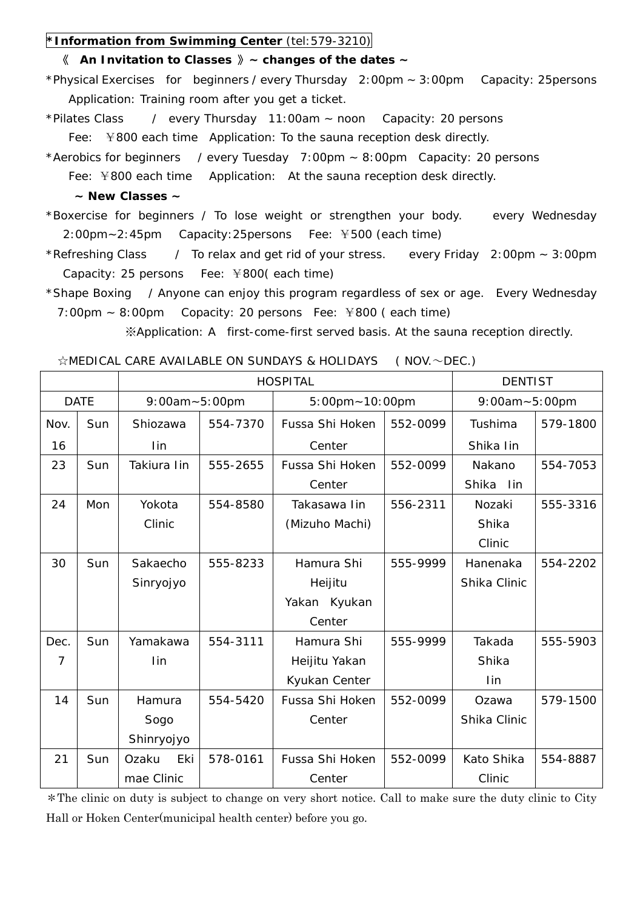**\*Information from Swimming Center** (tel:579-3210)

**《 An Invitation to Classes 》~ changes of the dates ~**

\*Physical Exercises for beginners / every Thursday 2:00pm ~ 3:00pm Capacity: 25persons
Application: Training room after you get a ticket.

\*Pilates Class / every Thursday 11:00am ~ noon Capacity: 20 persons
Fee: ￥800 each time Application: To the sauna reception desk directly.

\*Aerobics for beginners / every Tuesday 7:00pm ~ 8:00pm Capacity: 20 persons
Fee: ￥800 each time Application: At the sauna reception desk directly.

**~ New Classes ~**

\*Boxercise for beginners / To lose weight or strengthen your body. every Wednesday 2:00pm~2:45pm Capacity:25persons Fee: ￥500 (each time)

\*Refreshing Class / To relax and get rid of your stress. every Friday 2:00pm ~ 3:00pm Capacity: 25 persons Fee: ￥800( each time)

\*Shape Boxing / Anyone can enjoy this program regardless of sex or age. Every Wednesday 7:00pm ~ 8:00pm Copacity: 20 persons Fee: ￥800 ( each time)

※Application: A first-come-first served basis. At the sauna reception directly.

☆MEDICAL CARE AVAILABLE ON SUNDAYS & HOLIDAYS ( NOV.～DEC.)

| | | HOSPITAL | | | | DENTIST | |
|---|---|---|---|---|---|---|---|
| DATE | | 9:00am~5:00pm | | 5:00pm~10:00pm | | 9:00am~5:00pm | |
| Nov. 16 | Sun | Shiozawa Iin | 554-7370 | Fussa Shi Hoken Center | 552-0099 | Tushima Shika Iin | 579-1800 |
| 23 | Sun | Takiura Iin | 555-2655 | Fussa Shi Hoken Center | 552-0099 | Nakano Shika Iin | 554-7053 |
| 24 | Mon | Yokota Clinic | 554-8580 | Takasawa Iin (Mizuho Machi) | 556-2311 | Nozaki Shika Clinic | 555-3316 |
| 30 | Sun | Sakaecho Sinryojyo | 555-8233 | Hamura Shi Heijitu Yakan Kyukan Center | 555-9999 | Hanenaka Shika Clinic | 554-2202 |
| Dec. 7 | Sun | Yamakawa Iin | 554-3111 | Hamura Shi Heijitu Yakan Kyukan Center | 555-9999 | Takada Shika Iin | 555-5903 |
| 14 | Sun | Hamura Sogo Shinryojyo | 554-5420 | Fussa Shi Hoken Center | 552-0099 | Ozawa Shika Clinic | 579-1500 |
| 21 | Sun | Ozaku Eki mae Clinic | 578-0161 | Fussa Shi Hoken Center | 552-0099 | Kato Shika Clinic | 554-8887 |

\*The clinic on duty is subject to change on very short notice. Call to make sure the duty clinic to City Hall or Hoken Center(municipal health center) before you go.